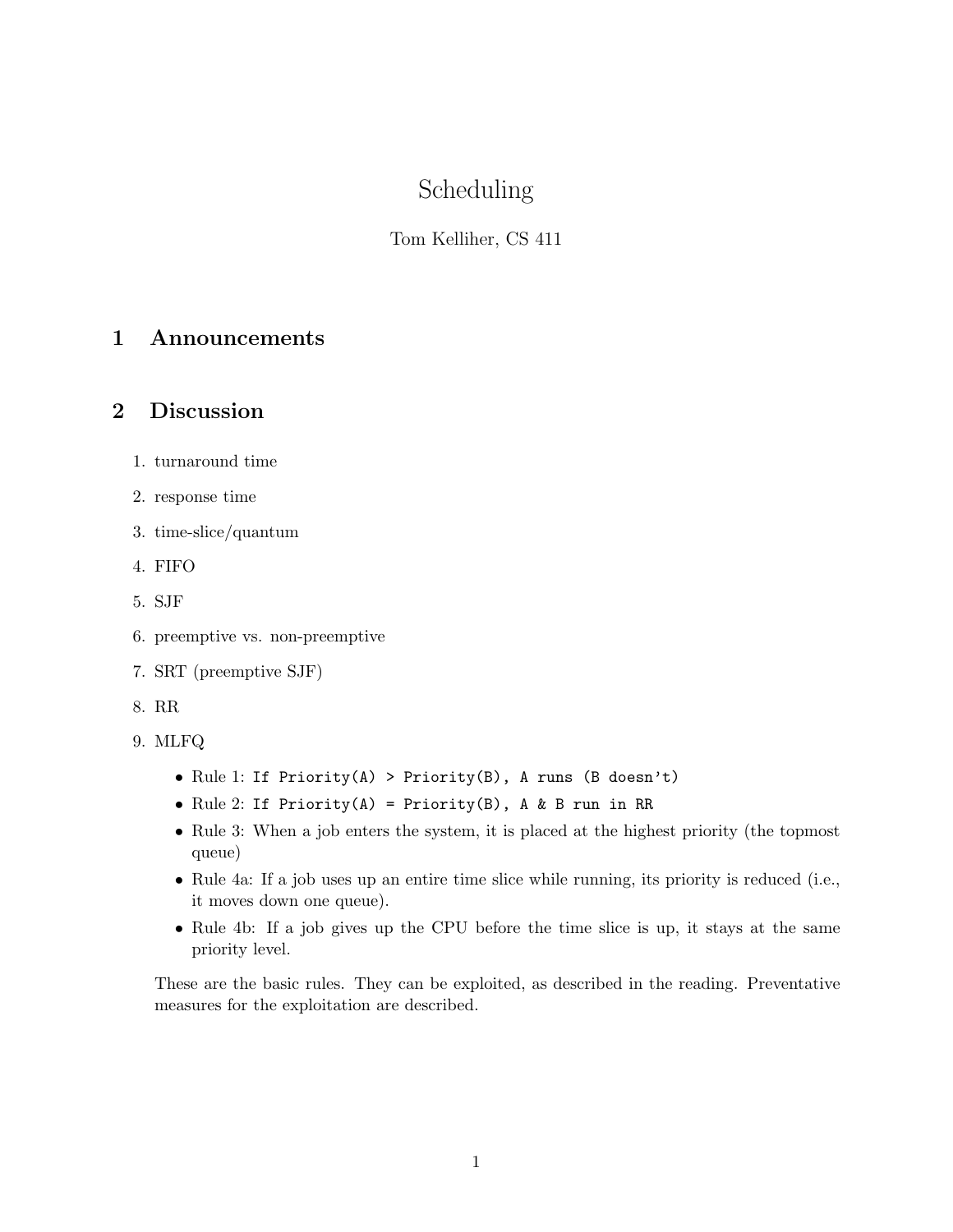# Scheduling

Tom Kelliher, CS 411

## 1 Announcements

## 2 Discussion

1. turnaround time
2. response time
3. time-slice/quantum
4. FIFO
5. SJF
6. preemptive vs. non-preemptive
7. SRT (preemptive SJF)
8. RR
9. MLFQ
   - Rule 1: `If Priority(A) > Priority(B), A runs (B doesn't)`
   - Rule 2: `If Priority(A) = Priority(B), A & B run in RR`
   - Rule 3: When a job enters the system, it is placed at the highest priority (the topmost queue)
   - Rule 4a: If a job uses up an entire time slice while running, its priority is reduced (i.e., it moves down one queue).
   - Rule 4b: If a job gives up the CPU before the time slice is up, it stays at the same priority level.

   These are the basic rules. They can be exploited, as described in the reading. Preventative measures for the exploitation are described.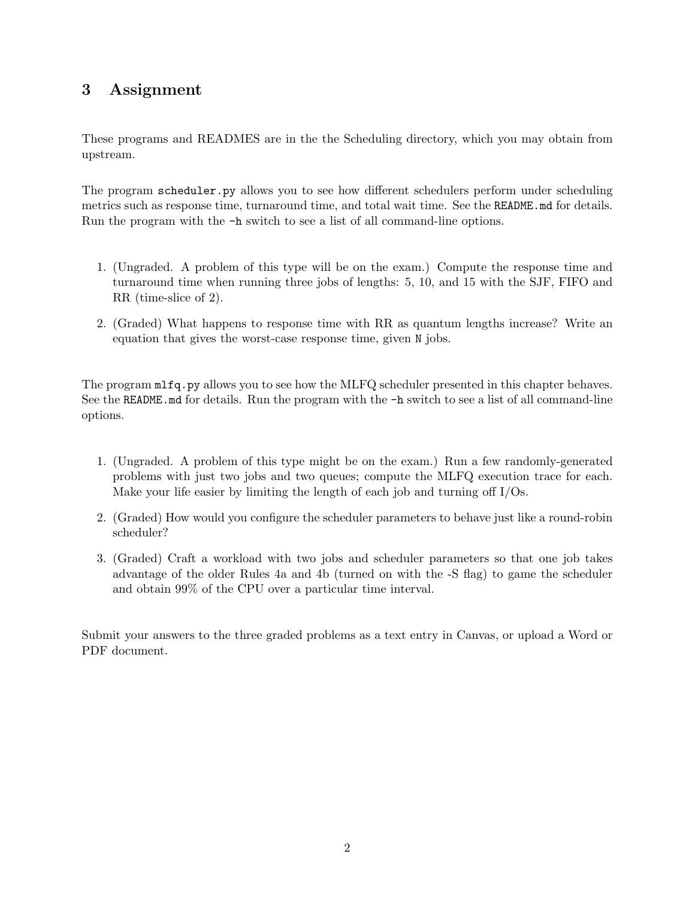## 3 Assignment

These programs and READMES are in the the Scheduling directory, which you may obtain from upstream.

The program `scheduler.py` allows you to see how different schedulers perform under scheduling metrics such as response time, turnaround time, and total wait time. See the `README.md` for details. Run the program with the `-h` switch to see a list of all command-line options.

1. (Ungraded. A problem of this type will be on the exam.) Compute the response time and turnaround time when running three jobs of lengths: 5, 10, and 15 with the SJF, FIFO and RR (time-slice of 2).
2. (Graded) What happens to response time with RR as quantum lengths increase? Write an equation that gives the worst-case response time, given `N` jobs.

The program `mlfq.py` allows you to see how the MLFQ scheduler presented in this chapter behaves. See the `README.md` for details. Run the program with the `-h` switch to see a list of all command-line options.

1. (Ungraded. A problem of this type might be on the exam.) Run a few randomly-generated problems with just two jobs and two queues; compute the MLFQ execution trace for each. Make your life easier by limiting the length of each job and turning off I/Os.
2. (Graded) How would you configure the scheduler parameters to behave just like a round-robin scheduler?
3. (Graded) Craft a workload with two jobs and scheduler parameters so that one job takes advantage of the older Rules 4a and 4b (turned on with the -S flag) to game the scheduler and obtain 99% of the CPU over a particular time interval.

Submit your answers to the three graded problems as a text entry in Canvas, or upload a Word or PDF document.